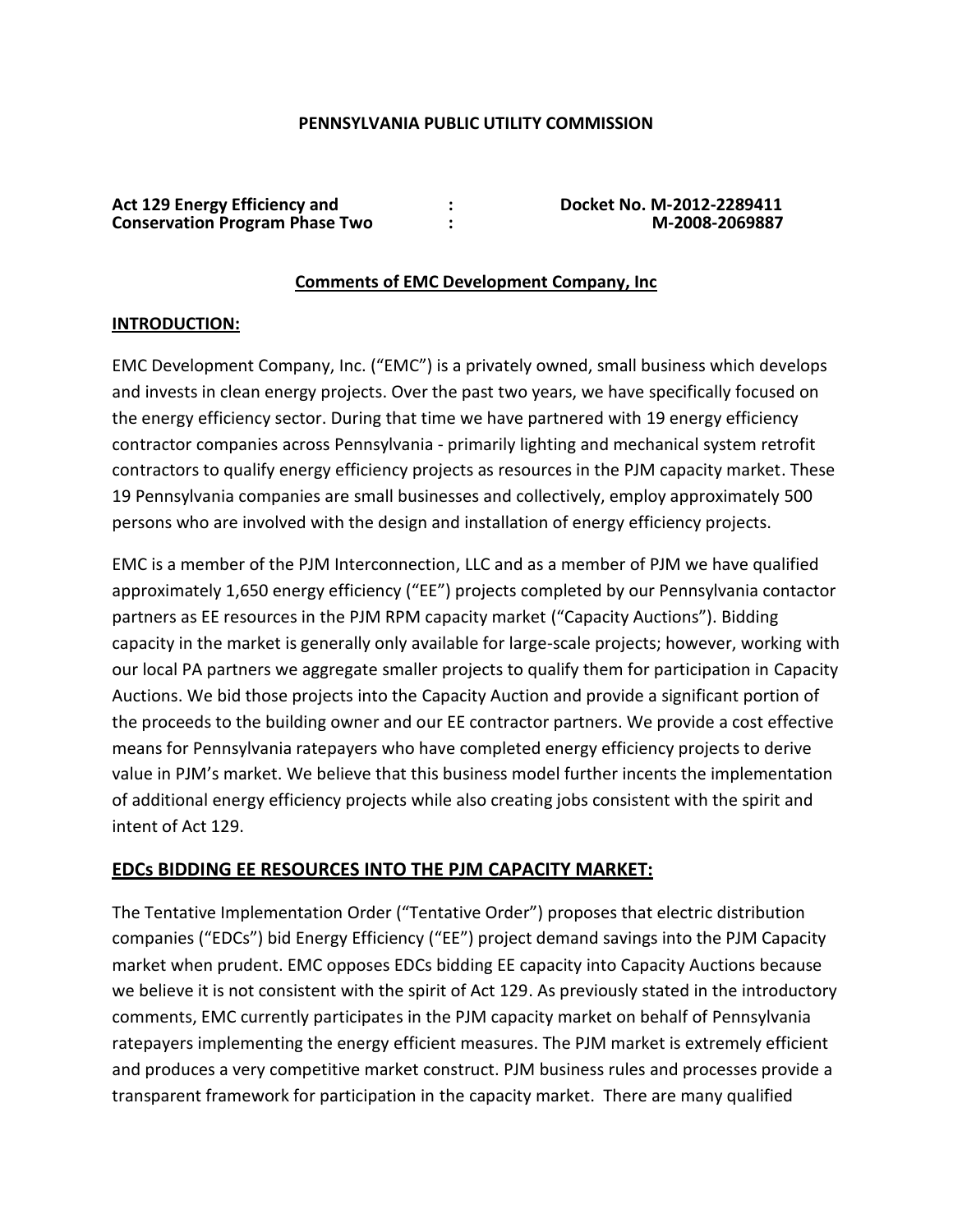**PENNSYLVANIA PUBLIC UTILITY COMMISSION**

| | | |
|---|---|---|
| **Act 129 Energy Efficiency and Conservation Program Phase Two** | **:** **:** | **Docket No. M-2012-2289411 M-2008-2069887** |

**Comments of EMC Development Company, Inc**

## INTRODUCTION:

EMC Development Company, Inc. ("EMC") is a privately owned, small business which develops and invests in clean energy projects. Over the past two years, we have specifically focused on the energy efficiency sector. During that time we have partnered with 19 energy efficiency contractor companies across Pennsylvania - primarily lighting and mechanical system retrofit contractors to qualify energy efficiency projects as resources in the PJM capacity market. These 19 Pennsylvania companies are small businesses and collectively, employ approximately 500 persons who are involved with the design and installation of energy efficiency projects.

EMC is a member of the PJM Interconnection, LLC and as a member of PJM we have qualified approximately 1,650 energy efficiency ("EE") projects completed by our Pennsylvania contactor partners as EE resources in the PJM RPM capacity market ("Capacity Auctions"). Bidding capacity in the market is generally only available for large-scale projects; however, working with our local PA partners we aggregate smaller projects to qualify them for participation in Capacity Auctions. We bid those projects into the Capacity Auction and provide a significant portion of the proceeds to the building owner and our EE contractor partners. We provide a cost effective means for Pennsylvania ratepayers who have completed energy efficiency projects to derive value in PJM's market. We believe that this business model further incents the implementation of additional energy efficiency projects while also creating jobs consistent with the spirit and intent of Act 129.

## EDCs BIDDING EE RESOURCES INTO THE PJM CAPACITY MARKET:

The Tentative Implementation Order ("Tentative Order") proposes that electric distribution companies ("EDCs") bid Energy Efficiency ("EE") project demand savings into the PJM Capacity market when prudent. EMC opposes EDCs bidding EE capacity into Capacity Auctions because we believe it is not consistent with the spirit of Act 129. As previously stated in the introductory comments, EMC currently participates in the PJM capacity market on behalf of Pennsylvania ratepayers implementing the energy efficient measures. The PJM market is extremely efficient and produces a very competitive market construct. PJM business rules and processes provide a transparent framework for participation in the capacity market. There are many qualified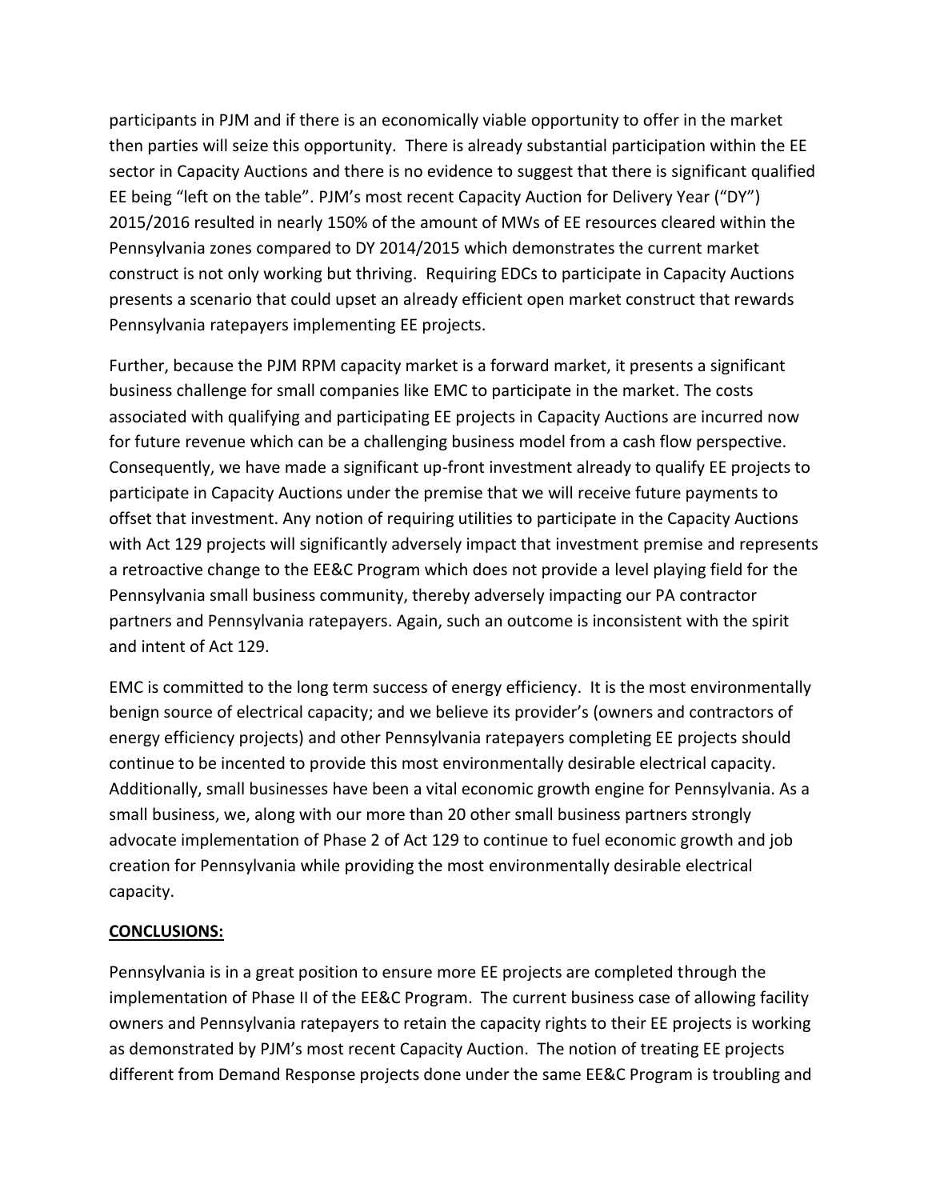participants in PJM and if there is an economically viable opportunity to offer in the market then parties will seize this opportunity. There is already substantial participation within the EE sector in Capacity Auctions and there is no evidence to suggest that there is significant qualified EE being "left on the table". PJM's most recent Capacity Auction for Delivery Year ("DY") 2015/2016 resulted in nearly 150% of the amount of MWs of EE resources cleared within the Pennsylvania zones compared to DY 2014/2015 which demonstrates the current market construct is not only working but thriving. Requiring EDCs to participate in Capacity Auctions presents a scenario that could upset an already efficient open market construct that rewards Pennsylvania ratepayers implementing EE projects.

Further, because the PJM RPM capacity market is a forward market, it presents a significant business challenge for small companies like EMC to participate in the market. The costs associated with qualifying and participating EE projects in Capacity Auctions are incurred now for future revenue which can be a challenging business model from a cash flow perspective. Consequently, we have made a significant up-front investment already to qualify EE projects to participate in Capacity Auctions under the premise that we will receive future payments to offset that investment. Any notion of requiring utilities to participate in the Capacity Auctions with Act 129 projects will significantly adversely impact that investment premise and represents a retroactive change to the EE&C Program which does not provide a level playing field for the Pennsylvania small business community, thereby adversely impacting our PA contractor partners and Pennsylvania ratepayers. Again, such an outcome is inconsistent with the spirit and intent of Act 129.

EMC is committed to the long term success of energy efficiency. It is the most environmentally benign source of electrical capacity; and we believe its provider's (owners and contractors of energy efficiency projects) and other Pennsylvania ratepayers completing EE projects should continue to be incented to provide this most environmentally desirable electrical capacity. Additionally, small businesses have been a vital economic growth engine for Pennsylvania. As a small business, we, along with our more than 20 other small business partners strongly advocate implementation of Phase 2 of Act 129 to continue to fuel economic growth and job creation for Pennsylvania while providing the most environmentally desirable electrical capacity.

**CONCLUSIONS:**

Pennsylvania is in a great position to ensure more EE projects are completed through the implementation of Phase II of the EE&C Program. The current business case of allowing facility owners and Pennsylvania ratepayers to retain the capacity rights to their EE projects is working as demonstrated by PJM's most recent Capacity Auction. The notion of treating EE projects different from Demand Response projects done under the same EE&C Program is troubling and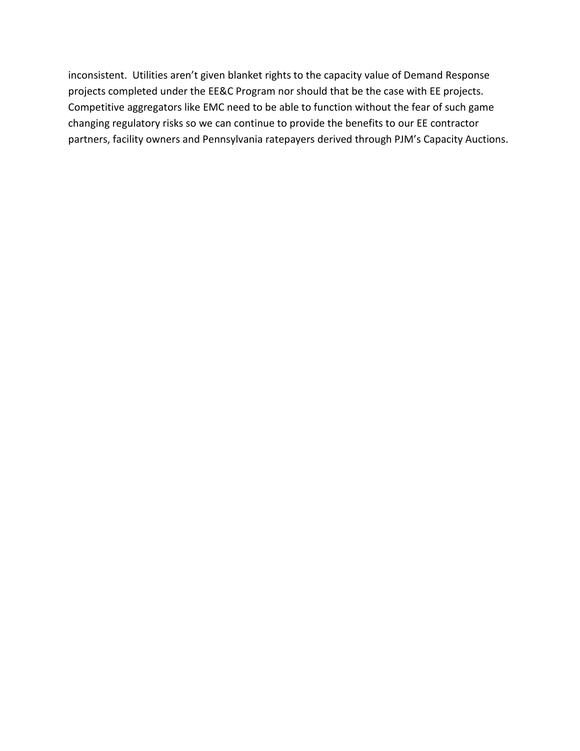inconsistent. Utilities aren't given blanket rights to the capacity value of Demand Response projects completed under the EE&C Program nor should that be the case with EE projects. Competitive aggregators like EMC need to be able to function without the fear of such game changing regulatory risks so we can continue to provide the benefits to our EE contractor partners, facility owners and Pennsylvania ratepayers derived through PJM's Capacity Auctions.